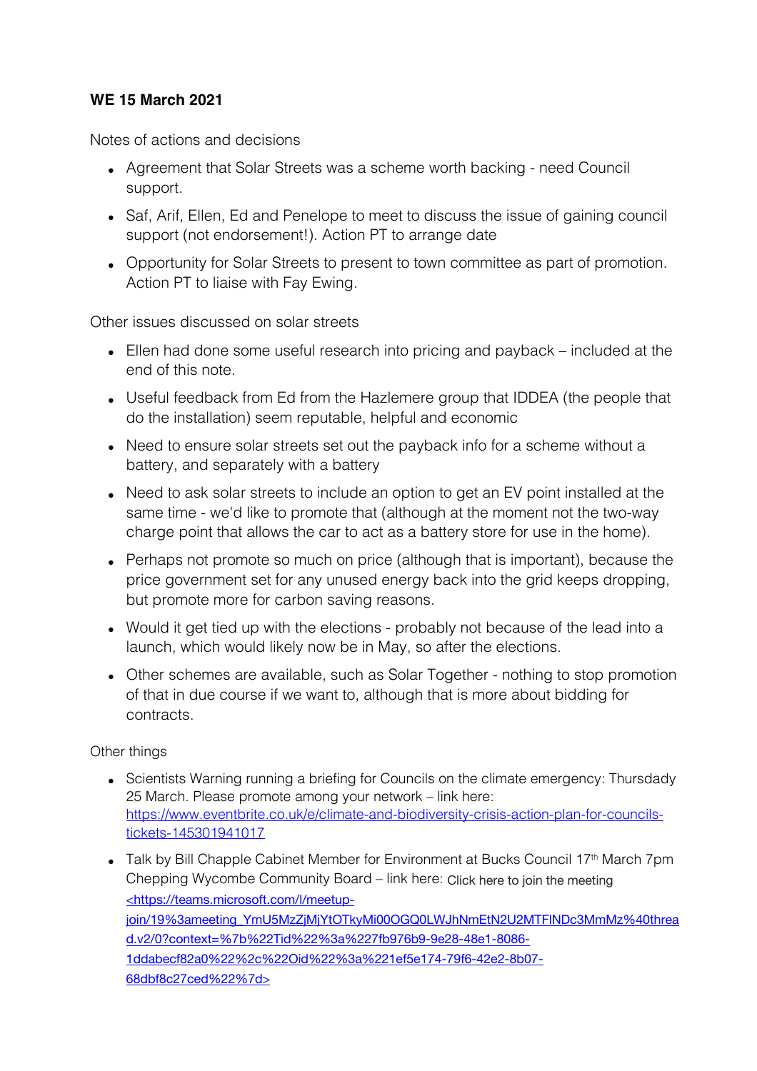**WE 15 March 2021**

Notes of actions and decisions

- Agreement that Solar Streets was a scheme worth backing - need Council support.
- Saf, Arif, Ellen, Ed and Penelope to meet to discuss the issue of gaining council support (not endorsement!). Action PT to arrange date
- Opportunity for Solar Streets to present to town committee as part of promotion. Action PT to liaise with Fay Ewing.

Other issues discussed on solar streets

- Ellen had done some useful research into pricing and payback – included at the end of this note.
- Useful feedback from Ed from the Hazlemere group that IDDEA (the people that do the installation) seem reputable, helpful and economic
- Need to ensure solar streets set out the payback info for a scheme without a battery, and separately with a battery
- Need to ask solar streets to include an option to get an EV point installed at the same time - we'd like to promote that (although at the moment not the two-way charge point that allows the car to act as a battery store for use in the home).
- Perhaps not promote so much on price (although that is important), because the price government set for any unused energy back into the grid keeps dropping, but promote more for carbon saving reasons.
- Would it get tied up with the elections - probably not because of the lead into a launch, which would likely now be in May, so after the elections.
- Other schemes are available, such as Solar Together - nothing to stop promotion of that in due course if we want to, although that is more about bidding for contracts.

Other things

- Scientists Warning running a briefing for Councils on the climate emergency: Thursday 25 March. Please promote among your network – link here: https://www.eventbrite.co.uk/e/climate-and-biodiversity-crisis-action-plan-for-councils-tickets-145301941017
- Talk by Bill Chapple Cabinet Member for Environment at Bucks Council 17th March 7pm Chepping Wycombe Community Board – link here: Click here to join the meeting <https://teams.microsoft.com/l/meetup-join/19%3ameeting_YmU5MzZjMjYtOTkyMi00OGQ0LWJhNmEtN2U2MTFlNDc3MmMz%40thread.v2/0?context=%7b%22Tid%22%3a%227fb976b9-9e28-48e1-8086-1ddabecf82a0%22%2c%22Oid%22%3a%221ef5e174-79f6-42e2-8b07-68dbf8c27ced%22%7d>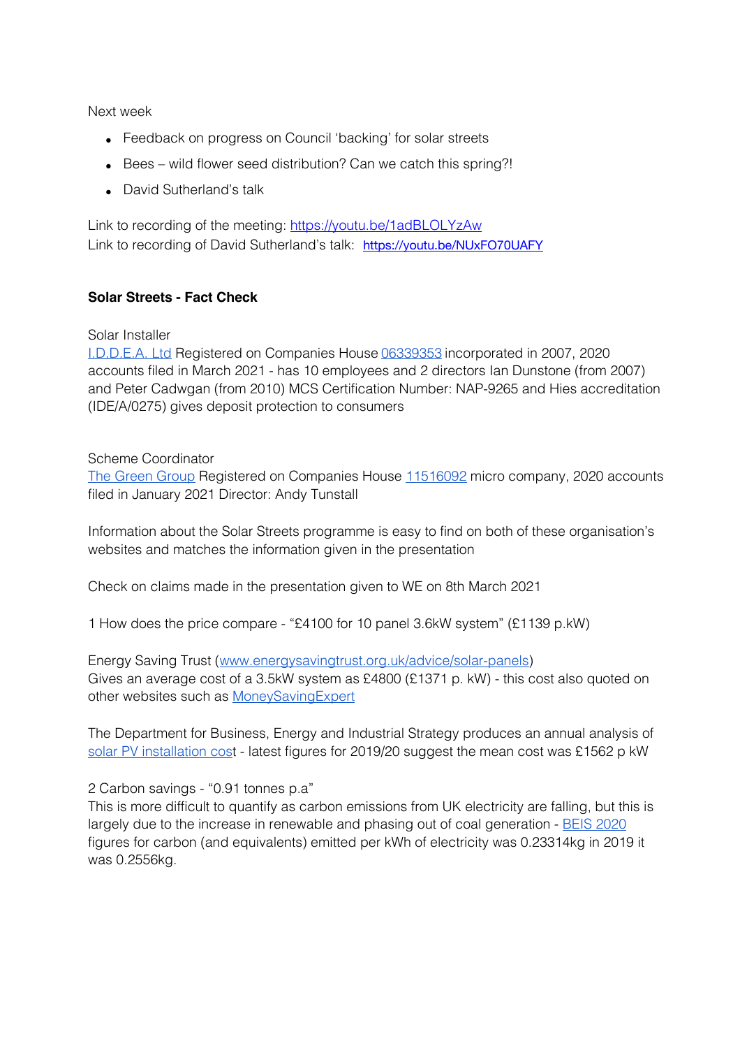Next week

- Feedback on progress on Council 'backing' for solar streets
- Bees – wild flower seed distribution? Can we catch this spring?!
- David Sutherland's talk

Link to recording of the meeting: https://youtu.be/1adBLOLYzAw
Link to recording of David Sutherland's talk: https://youtu.be/NUxFO70UAFY

**Solar Streets - Fact Check**

Solar Installer
I.D.D.E.A. Ltd Registered on Companies House 06339353 incorporated in 2007, 2020 accounts filed in March 2021 - has 10 employees and 2 directors Ian Dunstone (from 2007) and Peter Cadwgan (from 2010) MCS Certification Number: NAP-9265 and Hies accreditation (IDE/A/0275) gives deposit protection to consumers

Scheme Coordinator
The Green Group Registered on Companies House 11516092 micro company, 2020 accounts filed in January 2021 Director: Andy Tunstall

Information about the Solar Streets programme is easy to find on both of these organisation's websites and matches the information given in the presentation

Check on claims made in the presentation given to WE on 8th March 2021

1 How does the price compare - "£4100 for 10 panel 3.6kW system" (£1139 p.kW)

Energy Saving Trust (www.energysavingtrust.org.uk/advice/solar-panels)
Gives an average cost of a 3.5kW system as £4800 (£1371 p. kW) - this cost also quoted on other websites such as MoneySavingExpert

The Department for Business, Energy and Industrial Strategy produces an annual analysis of solar PV installation cost - latest figures for 2019/20 suggest the mean cost was £1562 p kW

2 Carbon savings - "0.91 tonnes p.a"
This is more difficult to quantify as carbon emissions from UK electricity are falling, but this is largely due to the increase in renewable and phasing out of coal generation - BEIS 2020 figures for carbon (and equivalents) emitted per kWh of electricity was 0.23314kg in 2019 it was 0.2556kg.